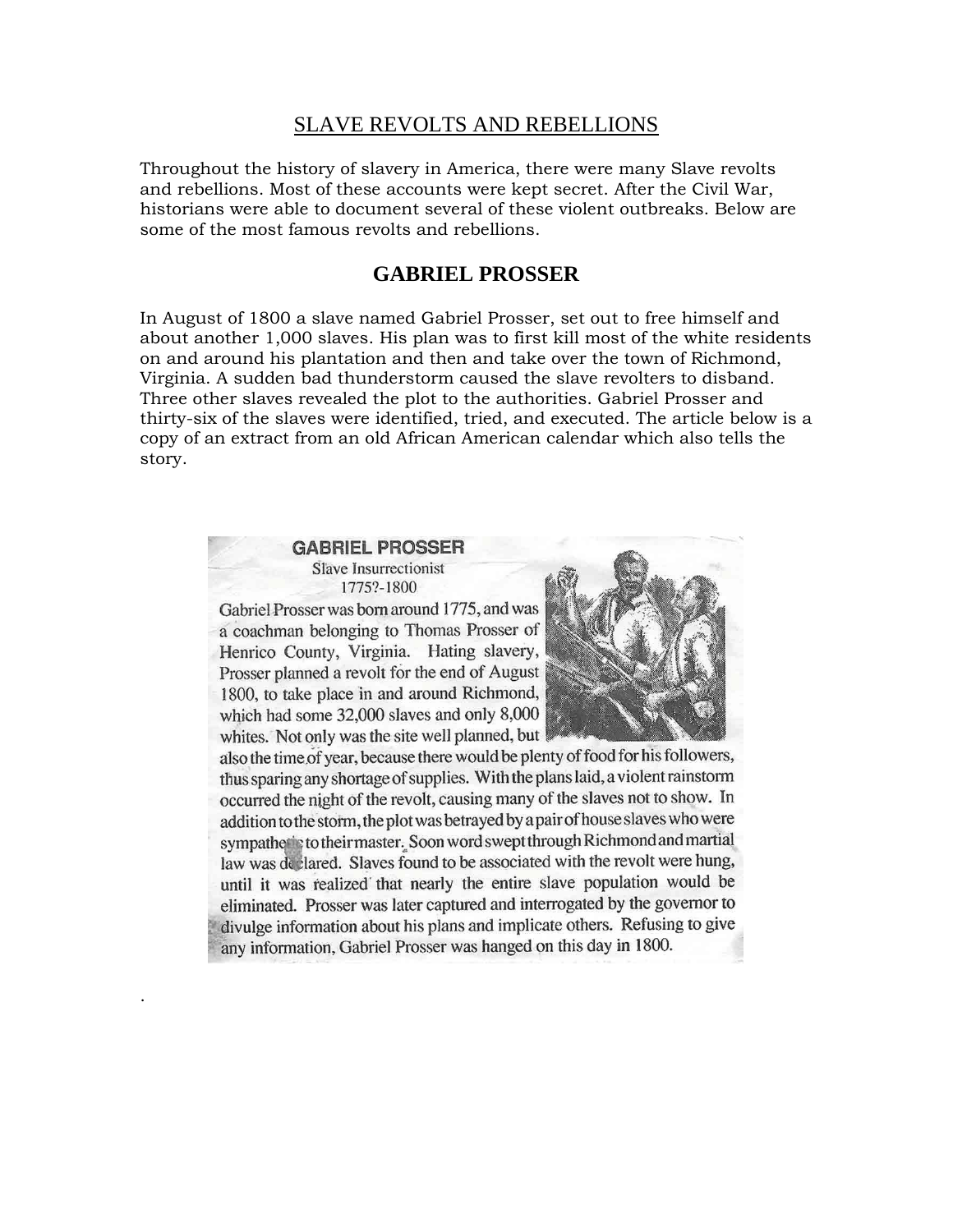# SLAVE REVOLTS AND REBELLIONS

Throughout the history of slavery in America, there were many Slave revolts and rebellions. Most of these accounts were kept secret. After the Civil War, historians were able to document several of these violent outbreaks. Below are some of the most famous revolts and rebellions.

## GABRIEL PROSSER

In August of 1800 a slave named Gabriel Prosser, set out to free himself and about another 1,000 slaves. His plan was to first kill most of the white residents on and around his plantation and then and take over the town of Richmond, Virginia. A sudden bad thunderstorm caused the slave revolters to disband. Three other slaves revealed the plot to the authorities. Gabriel Prosser and thirty-six of the slaves were identified, tried, and executed. The article below is a copy of an extract from an old African American calendar which also tells the story.

### GABRIEL PROSSER

Slave Insurrectionist
1775?-1800

Gabriel Prosser was born around 1775, and was a coachman belonging to Thomas Prosser of Henrico County, Virginia. Hating slavery, Prosser planned a revolt for the end of August 1800, to take place in and around Richmond, which had some 32,000 slaves and only 8,000 whites. Not only was the site well planned, but also the time of year, because there would be plenty of food for his followers, thus sparing any shortage of supplies. With the plans laid, a violent rainstorm occurred the night of the revolt, causing many of the slaves not to show. In addition to the storm, the plot was betrayed by a pair of house slaves who were sympathetic to their master. Soon word swept through Richmond and martial law was declared. Slaves found to be associated with the revolt were hung, until it was realized that nearly the entire slave population would be eliminated. Prosser was later captured and interrogated by the governor to divulge information about his plans and implicate others. Refusing to give any information, Gabriel Prosser was hanged on this day in 1800.

.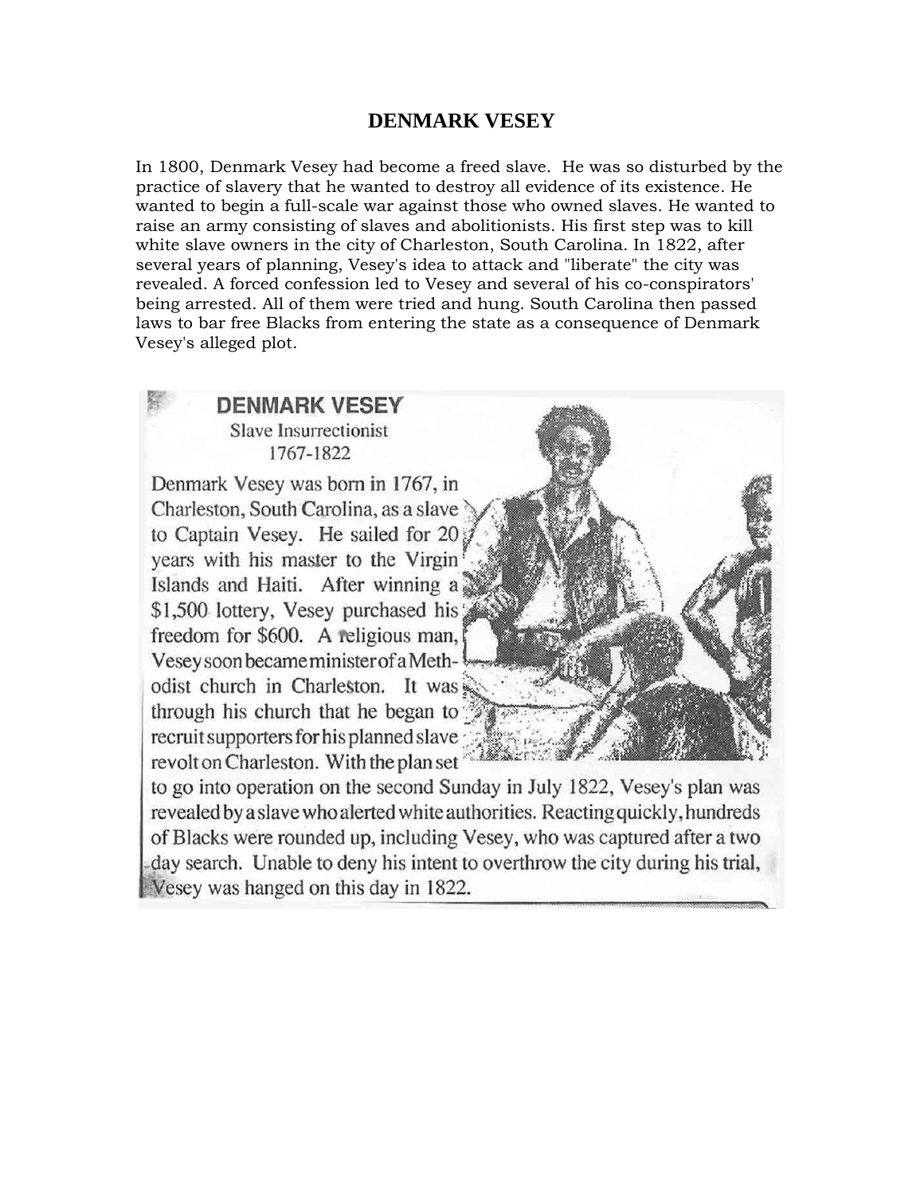# DENMARK VESEY

In 1800, Denmark Vesey had become a freed slave. He was so disturbed by the practice of slavery that he wanted to destroy all evidence of its existence. He wanted to begin a full-scale war against those who owned slaves. He wanted to raise an army consisting of slaves and abolitionists. His first step was to kill white slave owners in the city of Charleston, South Carolina. In 1822, after several years of planning, Vesey's idea to attack and "liberate" the city was revealed. A forced confession led to Vesey and several of his co-conspirators' being arrested. All of them were tried and hung. South Carolina then passed laws to bar free Blacks from entering the state as a consequence of Denmark Vesey's alleged plot.

## DENMARK VESEY

Slave Insurrectionist
1767-1822

Denmark Vesey was born in 1767, in Charleston, South Carolina, as a slave to Captain Vesey. He sailed for 20 years with his master to the Virgin Islands and Haiti. After winning a $1,500 lottery, Vesey purchased his freedom for $600. A religious man, Vesey soon became minister of a Methodist church in Charleston. It was through his church that he began to recruit supporters for his planned slave revolt on Charleston. With the plan set to go into operation on the second Sunday in July 1822, Vesey's plan was revealed by a slave who alerted white authorities. Reacting quickly, hundreds of Blacks were rounded up, including Vesey, who was captured after a two day search. Unable to deny his intent to overthrow the city during his trial, Vesey was hanged on this day in 1822.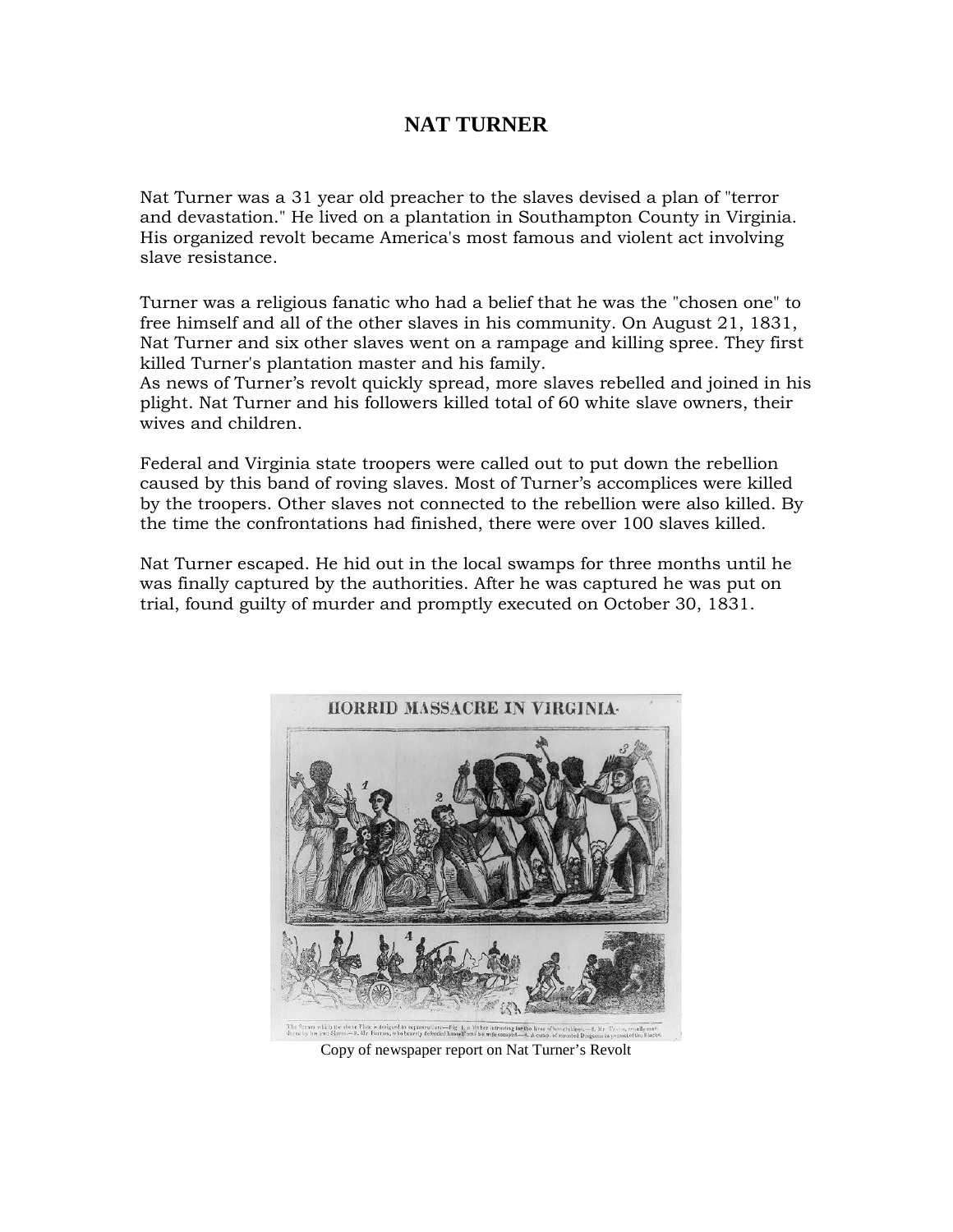# NAT TURNER

Nat Turner was a 31 year old preacher to the slaves devised a plan of "terror and devastation." He lived on a plantation in Southampton County in Virginia. His organized revolt became America's most famous and violent act involving slave resistance.

Turner was a religious fanatic who had a belief that he was the "chosen one" to free himself and all of the other slaves in his community. On August 21, 1831, Nat Turner and six other slaves went on a rampage and killing spree. They first killed Turner's plantation master and his family.
As news of Turner's revolt quickly spread, more slaves rebelled and joined in his plight. Nat Turner and his followers killed total of 60 white slave owners, their wives and children.

Federal and Virginia state troopers were called out to put down the rebellion caused by this band of roving slaves. Most of Turner's accomplices were killed by the troopers. Other slaves not connected to the rebellion were also killed. By the time the confrontations had finished, there were over 100 slaves killed.

Nat Turner escaped. He hid out in the local swamps for three months until he was finally captured by the authorities. After he was captured he was put on trial, found guilty of murder and promptly executed on October 30, 1831.

Copy of newspaper report on Nat Turner's Revolt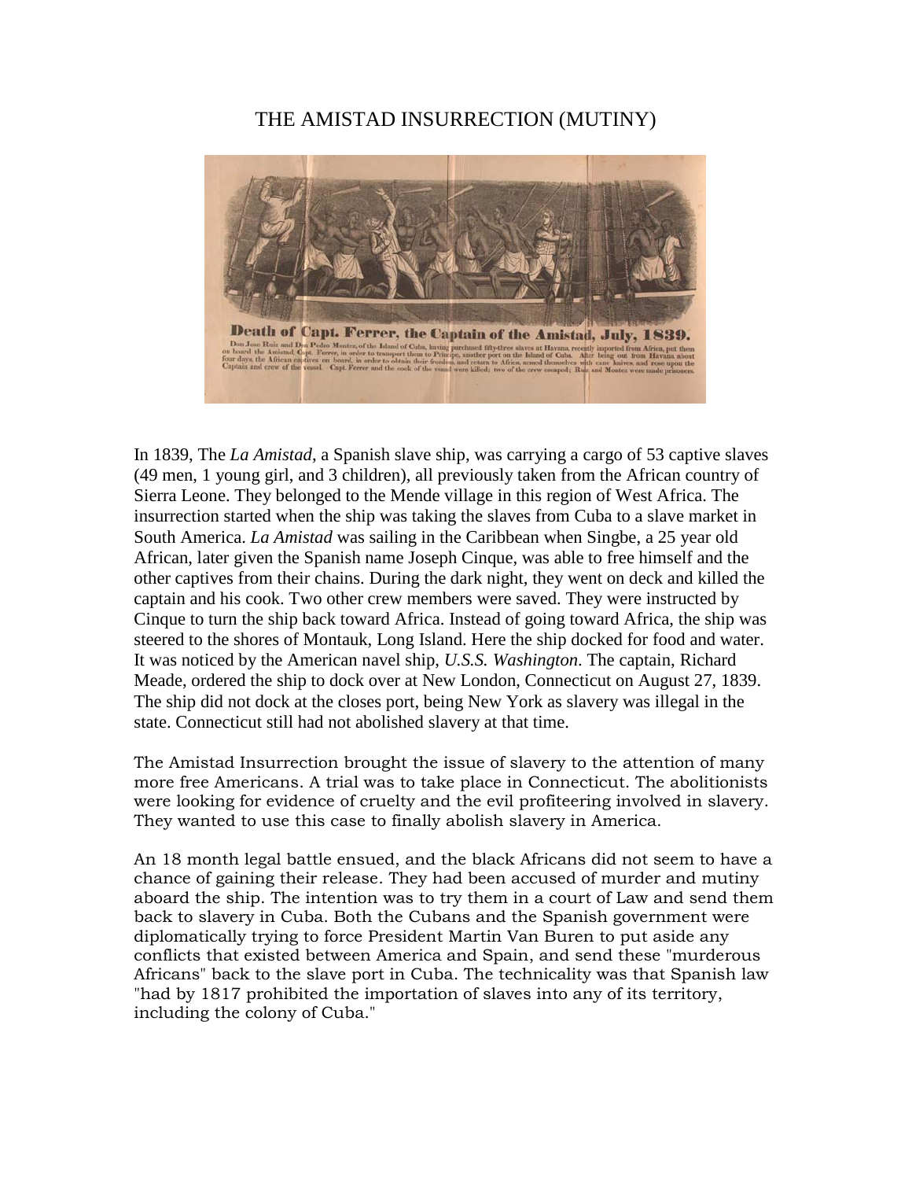# THE AMISTAD INSURRECTION (MUTINY)

**Death of Capt. Ferrer, the Captain of the Amistad, July, 1839.**

Don Jose Ruiz and Don Pedro Montez, of the Island of Cuba, having purchased fifty-three slaves at Havana, recently imported from Africa, put them on board the Amistad, Capt. Ferrer, in order to transport them to Principe, another port on the Island of Cuba. After being out from Havana about four days, the African captives on board, in order to obtain their freedom, and return to Africa, armed themselves with cane knives, and rose upon the Captain and crew of the vessel. Capt. Ferrer and the cook of the vessel were killed; two of the crew escaped; Ruiz and Montez were made prisoners.

In 1839, The *La Amistad*, a Spanish slave ship, was carrying a cargo of 53 captive slaves (49 men, 1 young girl, and 3 children), all previously taken from the African country of Sierra Leone. They belonged to the Mende village in this region of West Africa. The insurrection started when the ship was taking the slaves from Cuba to a slave market in South America. *La Amistad* was sailing in the Caribbean when Singbe, a 25 year old African, later given the Spanish name Joseph Cinque, was able to free himself and the other captives from their chains. During the dark night, they went on deck and killed the captain and his cook. Two other crew members were saved. They were instructed by Cinque to turn the ship back toward Africa. Instead of going toward Africa, the ship was steered to the shores of Montauk, Long Island. Here the ship docked for food and water. It was noticed by the American navel ship, *U.S.S. Washington*. The captain, Richard Meade, ordered the ship to dock over at New London, Connecticut on August 27, 1839. The ship did not dock at the closes port, being New York as slavery was illegal in the state. Connecticut still had not abolished slavery at that time.

The Amistad Insurrection brought the issue of slavery to the attention of many more free Americans. A trial was to take place in Connecticut. The abolitionists were looking for evidence of cruelty and the evil profiteering involved in slavery. They wanted to use this case to finally abolish slavery in America.

An 18 month legal battle ensued, and the black Africans did not seem to have a chance of gaining their release. They had been accused of murder and mutiny aboard the ship. The intention was to try them in a court of Law and send them back to slavery in Cuba. Both the Cubans and the Spanish government were diplomatically trying to force President Martin Van Buren to put aside any conflicts that existed between America and Spain, and send these "murderous Africans" back to the slave port in Cuba. The technicality was that Spanish law "had by 1817 prohibited the importation of slaves into any of its territory, including the colony of Cuba."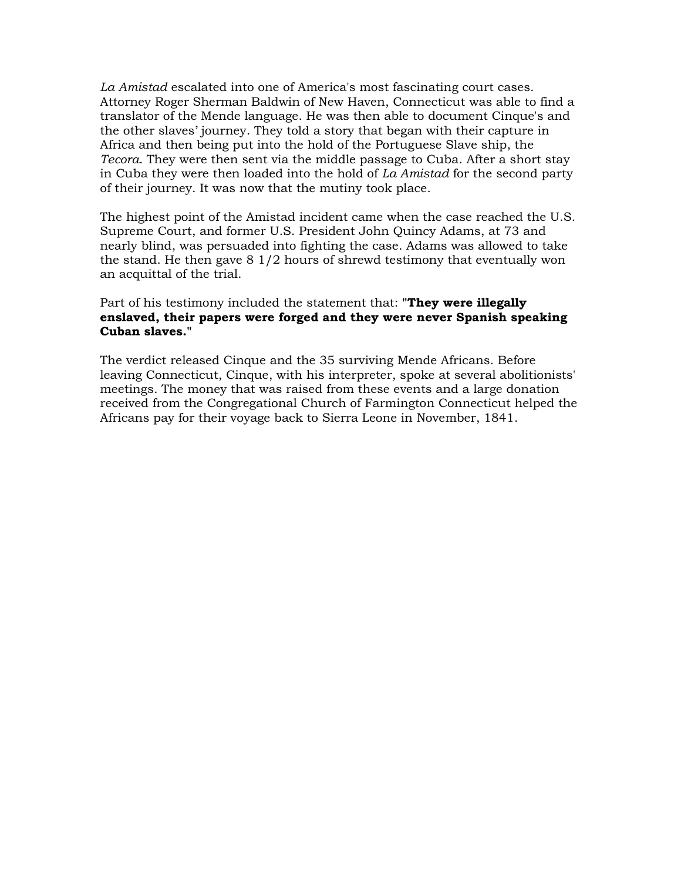*La Amistad* escalated into one of America's most fascinating court cases. Attorney Roger Sherman Baldwin of New Haven, Connecticut was able to find a translator of the Mende language. He was then able to document Cinque's and the other slaves' journey. They told a story that began with their capture in Africa and then being put into the hold of the Portuguese Slave ship, the *Tecora*. They were then sent via the middle passage to Cuba. After a short stay in Cuba they were then loaded into the hold of *La Amistad* for the second party of their journey. It was now that the mutiny took place.

The highest point of the Amistad incident came when the case reached the U.S. Supreme Court, and former U.S. President John Quincy Adams, at 73 and nearly blind, was persuaded into fighting the case. Adams was allowed to take the stand. He then gave 8 1/2 hours of shrewd testimony that eventually won an acquittal of the trial.

Part of his testimony included the statement that: "**They were illegally enslaved, their papers were forged and they were never Spanish speaking Cuban slaves.**"

The verdict released Cinque and the 35 surviving Mende Africans. Before leaving Connecticut, Cinque, with his interpreter, spoke at several abolitionists' meetings. The money that was raised from these events and a large donation received from the Congregational Church of Farmington Connecticut helped the Africans pay for their voyage back to Sierra Leone in November, 1841.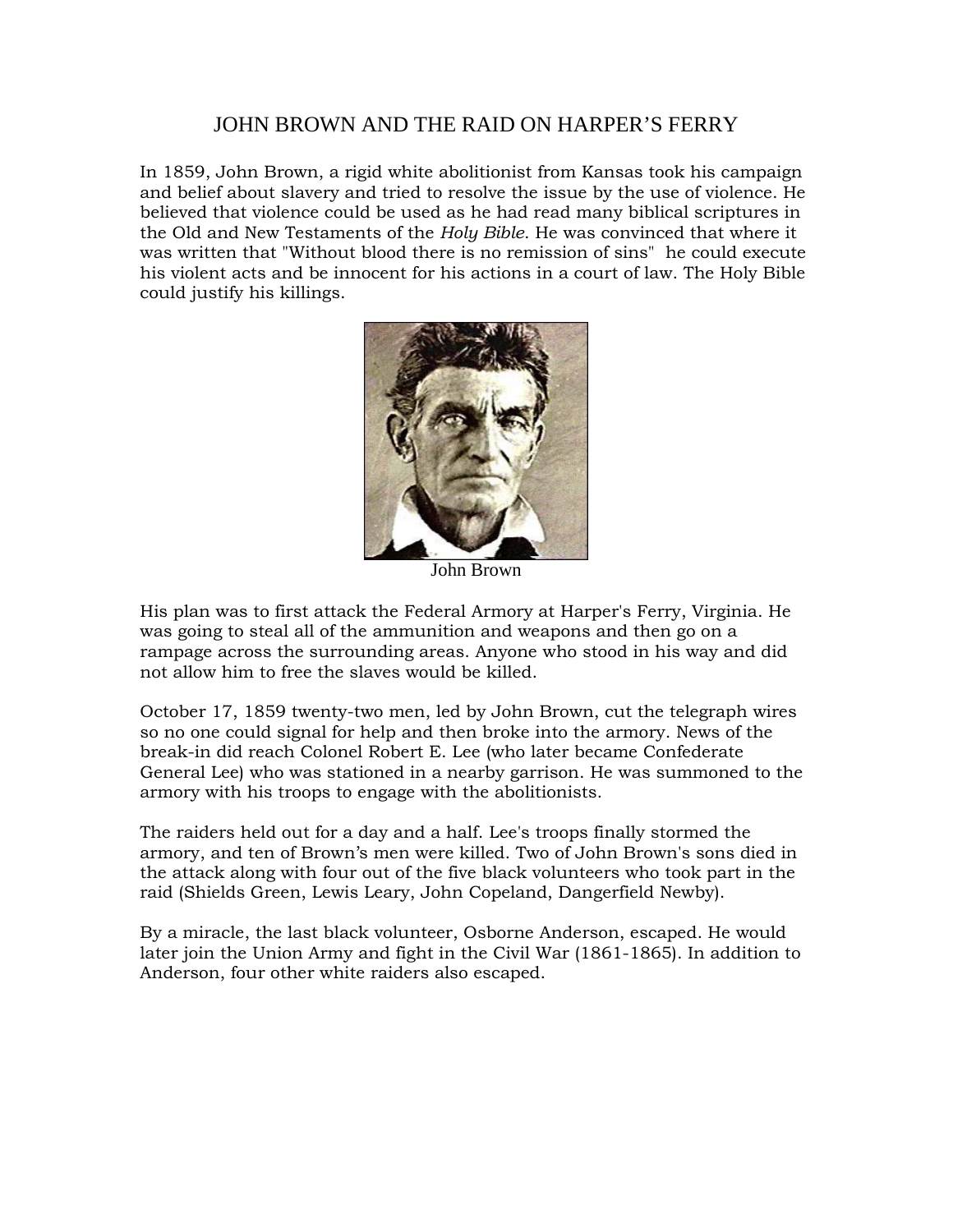# JOHN BROWN AND THE RAID ON HARPER'S FERRY

In 1859, John Brown, a rigid white abolitionist from Kansas took his campaign and belief about slavery and tried to resolve the issue by the use of violence. He believed that violence could be used as he had read many biblical scriptures in the Old and New Testaments of the *Holy Bible*. He was convinced that where it was written that "Without blood there is no remission of sins" he could execute his violent acts and be innocent for his actions in a court of law. The Holy Bible could justify his killings.

John Brown

His plan was to first attack the Federal Armory at Harper's Ferry, Virginia. He was going to steal all of the ammunition and weapons and then go on a rampage across the surrounding areas. Anyone who stood in his way and did not allow him to free the slaves would be killed.

October 17, 1859 twenty-two men, led by John Brown, cut the telegraph wires so no one could signal for help and then broke into the armory. News of the break-in did reach Colonel Robert E. Lee (who later became Confederate General Lee) who was stationed in a nearby garrison. He was summoned to the armory with his troops to engage with the abolitionists.

The raiders held out for a day and a half. Lee's troops finally stormed the armory, and ten of Brown's men were killed. Two of John Brown's sons died in the attack along with four out of the five black volunteers who took part in the raid (Shields Green, Lewis Leary, John Copeland, Dangerfield Newby).

By a miracle, the last black volunteer, Osborne Anderson, escaped. He would later join the Union Army and fight in the Civil War (1861-1865). In addition to Anderson, four other white raiders also escaped.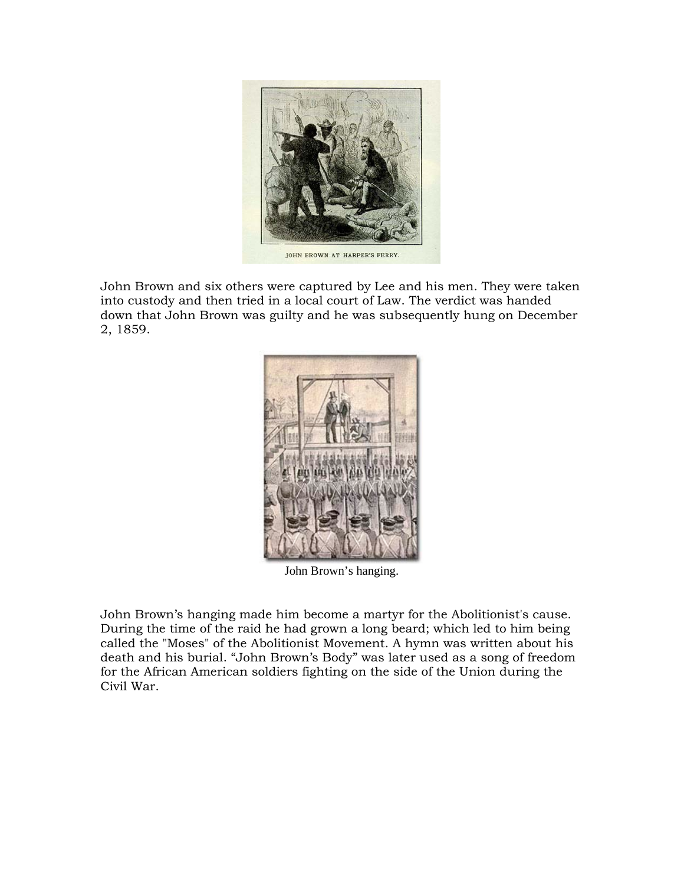JOHN BROWN AT HARPER'S FERRY.

John Brown and six others were captured by Lee and his men. They were taken into custody and then tried in a local court of Law. The verdict was handed down that John Brown was guilty and he was subsequently hung on December 2, 1859.

John Brown's hanging.

John Brown's hanging made him become a martyr for the Abolitionist's cause. During the time of the raid he had grown a long beard; which led to him being called the "Moses" of the Abolitionist Movement. A hymn was written about his death and his burial. "John Brown's Body" was later used as a song of freedom for the African American soldiers fighting on the side of the Union during the Civil War.